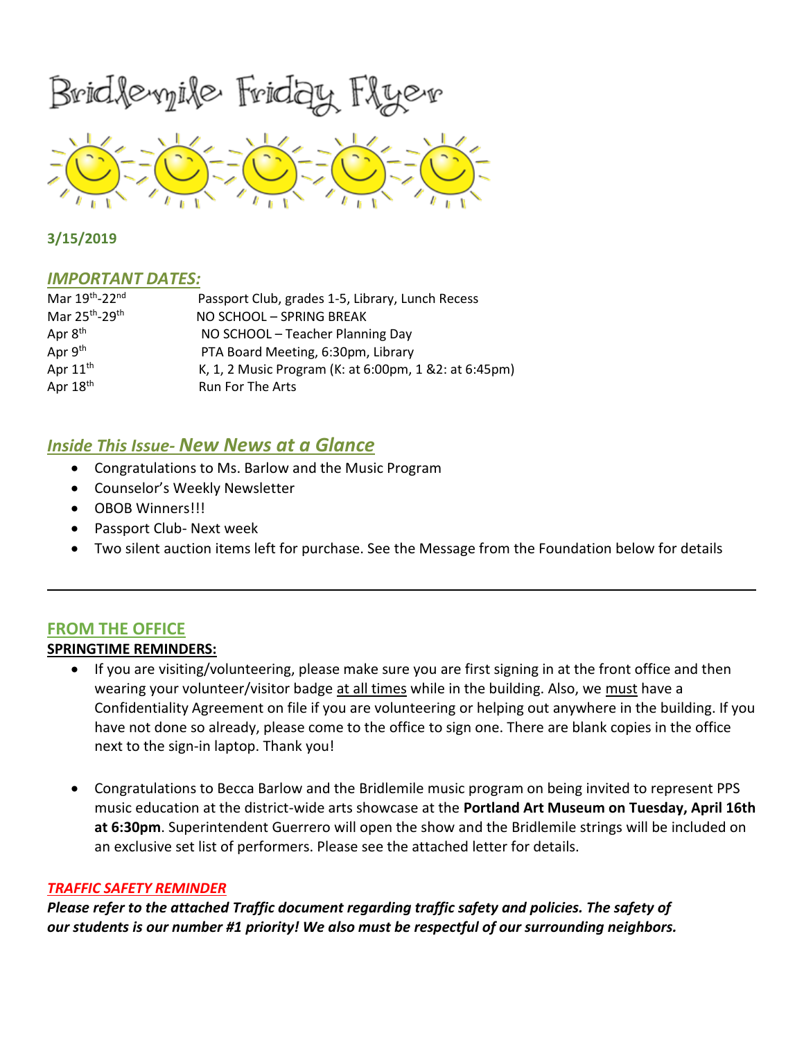# Bridlemile Friday Flyer

**3/15/2019**

## *IMPORTANT DATES:*

| | |
|---|---|
| Mar 19th-22nd | Passport Club, grades 1-5, Library, Lunch Recess |
| Mar 25th-29th | NO SCHOOL – SPRING BREAK |
| Apr 8th | NO SCHOOL – Teacher Planning Day |
| Apr 9th | PTA Board Meeting, 6:30pm, Library |
| Apr 11th | K, 1, 2 Music Program (K: at 6:00pm, 1 &2: at 6:45pm) |
| Apr 18th | Run For The Arts |

## *Inside This Issue- New News at a Glance*

- Congratulations to Ms. Barlow and the Music Program
- Counselor's Weekly Newsletter
- OBOB Winners!!!
- Passport Club- Next week
- Two silent auction items left for purchase. See the Message from the Foundation below for details

---

## FROM THE OFFICE

**SPRINGTIME REMINDERS:**

- If you are visiting/volunteering, please make sure you are first signing in at the front office and then wearing your volunteer/visitor badge at all times while in the building. Also, we must have a Confidentiality Agreement on file if you are volunteering or helping out anywhere in the building. If you have not done so already, please come to the office to sign one. There are blank copies in the office next to the sign-in laptop. Thank you!

- Congratulations to Becca Barlow and the Bridlemile music program on being invited to represent PPS music education at the district-wide arts showcase at the **Portland Art Museum on Tuesday, April 16th at 6:30pm**. Superintendent Guerrero will open the show and the Bridlemile strings will be included on an exclusive set list of performers. Please see the attached letter for details.

### *TRAFFIC SAFETY REMINDER*

***Please refer to the attached Traffic document regarding traffic safety and policies. The safety of our students is our number #1 priority! We also must be respectful of our surrounding neighbors.***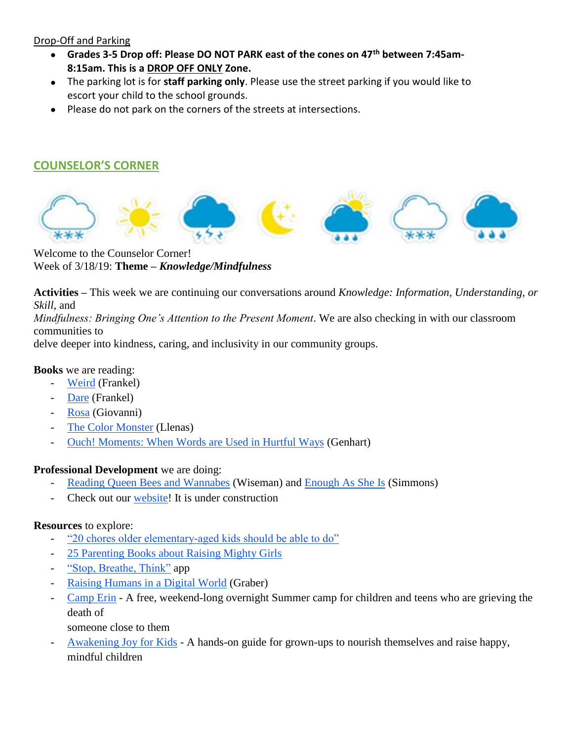Drop-Off and Parking

- **Grades 3-5 Drop off: Please DO NOT PARK east of the cones on 47th between 7:45am-8:15am. This is a DROP OFF ONLY Zone.**
- The parking lot is for **staff parking only**. Please use the street parking if you would like to escort your child to the school grounds.
- Please do not park on the corners of the streets at intersections.

## COUNSELOR'S CORNER

Welcome to the Counselor Corner!
Week of 3/18/19: **Theme – *Knowledge/Mindfulness***

**Activities –** This week we are continuing our conversations around *Knowledge: Information, Understanding, or Skill*, and *Mindfulness: Bringing One's Attention to the Present Moment*. We are also checking in with our classroom communities to delve deeper into kindness, caring, and inclusivity in our community groups.

**Books** we are reading:

- Weird (Frankel)
- Dare (Frankel)
- Rosa (Giovanni)
- The Color Monster (Llenas)
- Ouch! Moments: When Words are Used in Hurtful Ways (Genhart)

**Professional Development** we are doing:

- Reading Queen Bees and Wannabes (Wiseman) and Enough As She Is (Simmons)
- Check out our website! It is under construction

**Resources** to explore:

- "20 chores older elementary-aged kids should be able to do"
- 25 Parenting Books about Raising Mighty Girls
- "Stop, Breathe, Think" app
- Raising Humans in a Digital World (Graber)
- Camp Erin - A free, weekend-long overnight Summer camp for children and teens who are grieving the death of someone close to them
- Awakening Joy for Kids - A hands-on guide for grown-ups to nourish themselves and raise happy, mindful children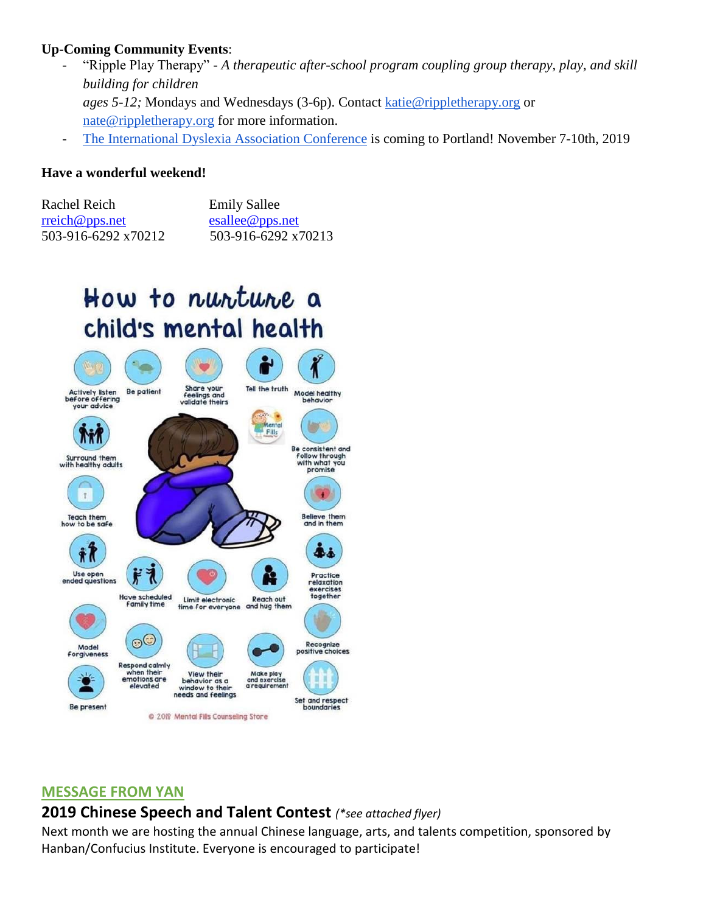**Up-Coming Community Events**:

- "Ripple Play Therapy" - *A therapeutic after-school program coupling group therapy, play, and skill building for children ages 5-12;* Mondays and Wednesdays (3-6p). Contact katie@rippletherapy.org or nate@rippletherapy.org for more information.
- The International Dyslexia Association Conference is coming to Portland! November 7-10th, 2019

**Have a wonderful weekend!**

Rachel Reich
rreich@pps.net
503-916-6292 x70212

Emily Sallee
esallee@pps.net
503-916-6292 x70213

## MESSAGE FROM YAN

### 2019 Chinese Speech and Talent Contest *(\*see attached flyer)*

Next month we are hosting the annual Chinese language, arts, and talents competition, sponsored by Hanban/Confucius Institute. Everyone is encouraged to participate!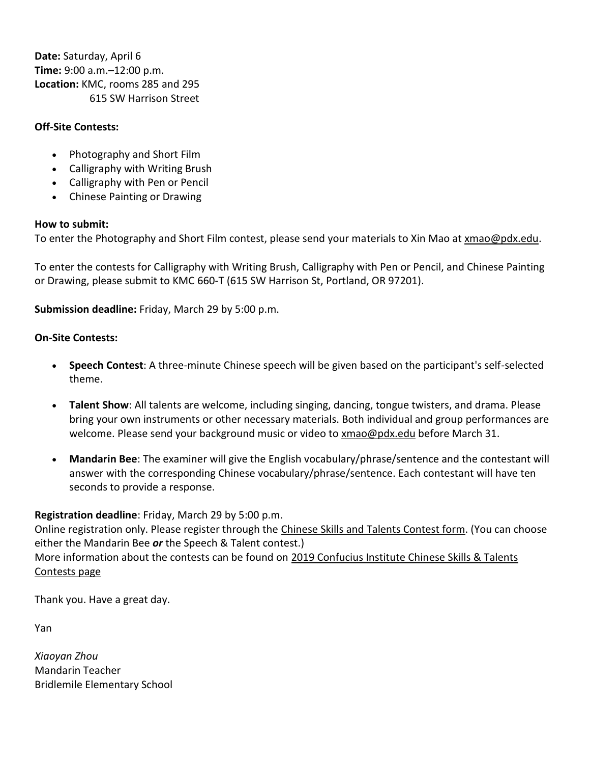**Date:** Saturday, April 6
**Time:** 9:00 a.m.–12:00 p.m.
**Location:** KMC, rooms 285 and 295
615 SW Harrison Street

**Off-Site Contests:**

- Photography and Short Film
- Calligraphy with Writing Brush
- Calligraphy with Pen or Pencil
- Chinese Painting or Drawing

**How to submit:**
To enter the Photography and Short Film contest, please send your materials to Xin Mao at xmao@pdx.edu.

To enter the contests for Calligraphy with Writing Brush, Calligraphy with Pen or Pencil, and Chinese Painting or Drawing, please submit to KMC 660-T (615 SW Harrison St, Portland, OR 97201).

**Submission deadline:** Friday, March 29 by 5:00 p.m.

**On-Site Contests:**

- **Speech Contest**: A three-minute Chinese speech will be given based on the participant's self-selected theme.
- **Talent Show**: All talents are welcome, including singing, dancing, tongue twisters, and drama. Please bring your own instruments or other necessary materials. Both individual and group performances are welcome. Please send your background music or video to xmao@pdx.edu before March 31.
- **Mandarin Bee**: The examiner will give the English vocabulary/phrase/sentence and the contestant will answer with the corresponding Chinese vocabulary/phrase/sentence. Each contestant will have ten seconds to provide a response.

**Registration deadline**: Friday, March 29 by 5:00 p.m.
Online registration only. Please register through the Chinese Skills and Talents Contest form. (You can choose either the Mandarin Bee ***or*** the Speech & Talent contest.)
More information about the contests can be found on 2019 Confucius Institute Chinese Skills & Talents Contests page

Thank you. Have a great day.

Yan

*Xiaoyan Zhou*
Mandarin Teacher
Bridlemile Elementary School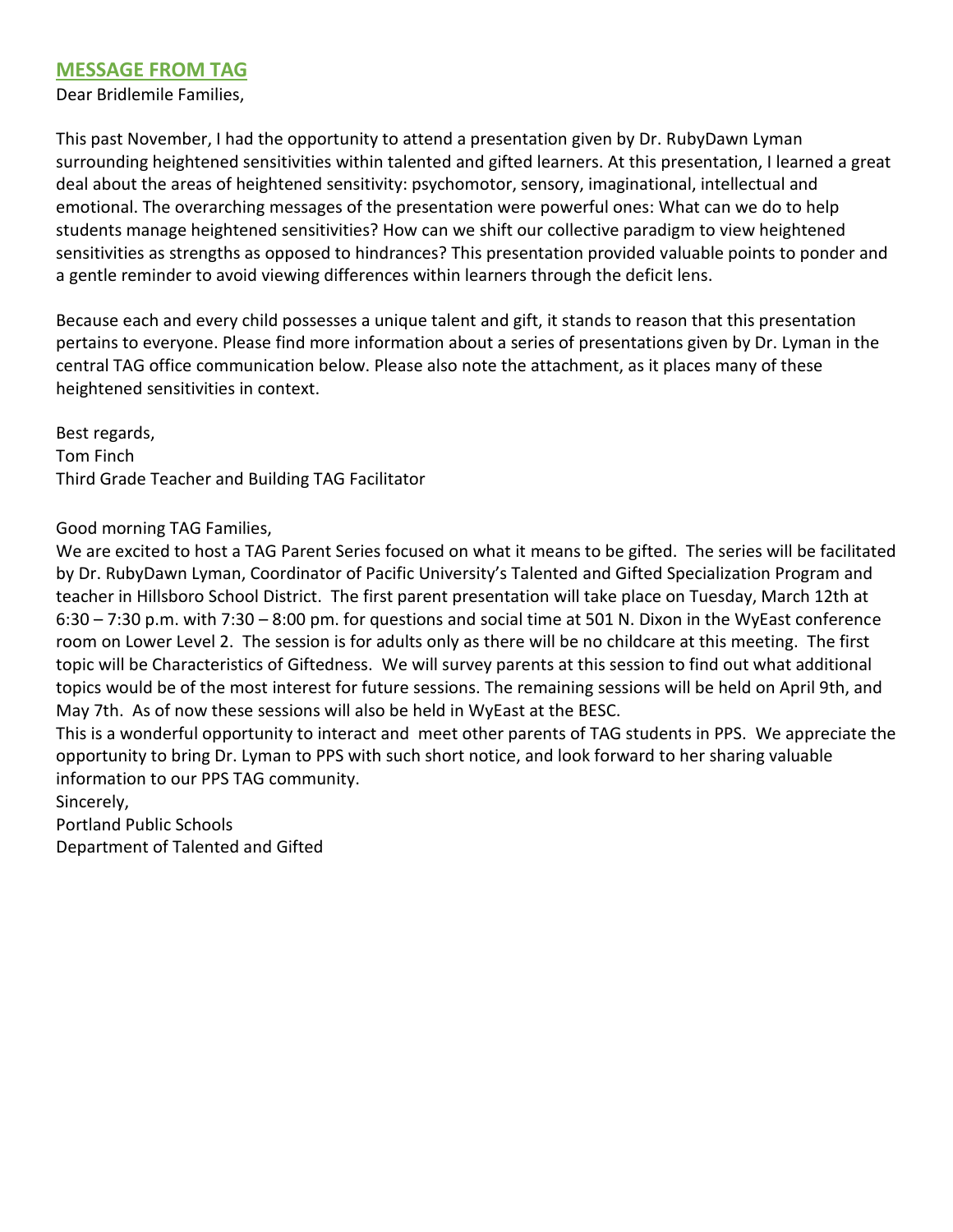## MESSAGE FROM TAG

Dear Bridlemile Families,

This past November, I had the opportunity to attend a presentation given by Dr. RubyDawn Lyman surrounding heightened sensitivities within talented and gifted learners. At this presentation, I learned a great deal about the areas of heightened sensitivity: psychomotor, sensory, imaginational, intellectual and emotional. The overarching messages of the presentation were powerful ones: What can we do to help students manage heightened sensitivities? How can we shift our collective paradigm to view heightened sensitivities as strengths as opposed to hindrances? This presentation provided valuable points to ponder and a gentle reminder to avoid viewing differences within learners through the deficit lens.

Because each and every child possesses a unique talent and gift, it stands to reason that this presentation pertains to everyone. Please find more information about a series of presentations given by Dr. Lyman in the central TAG office communication below. Please also note the attachment, as it places many of these heightened sensitivities in context.

Best regards,
Tom Finch
Third Grade Teacher and Building TAG Facilitator

Good morning TAG Families,

We are excited to host a TAG Parent Series focused on what it means to be gifted. The series will be facilitated by Dr. RubyDawn Lyman, Coordinator of Pacific University's Talented and Gifted Specialization Program and teacher in Hillsboro School District. The first parent presentation will take place on Tuesday, March 12th at 6:30 – 7:30 p.m. with 7:30 – 8:00 pm. for questions and social time at 501 N. Dixon in the WyEast conference room on Lower Level 2. The session is for adults only as there will be no childcare at this meeting. The first topic will be Characteristics of Giftedness. We will survey parents at this session to find out what additional topics would be of the most interest for future sessions. The remaining sessions will be held on April 9th, and May 7th. As of now these sessions will also be held in WyEast at the BESC.

This is a wonderful opportunity to interact and meet other parents of TAG students in PPS. We appreciate the opportunity to bring Dr. Lyman to PPS with such short notice, and look forward to her sharing valuable information to our PPS TAG community.

Sincerely,
Portland Public Schools
Department of Talented and Gifted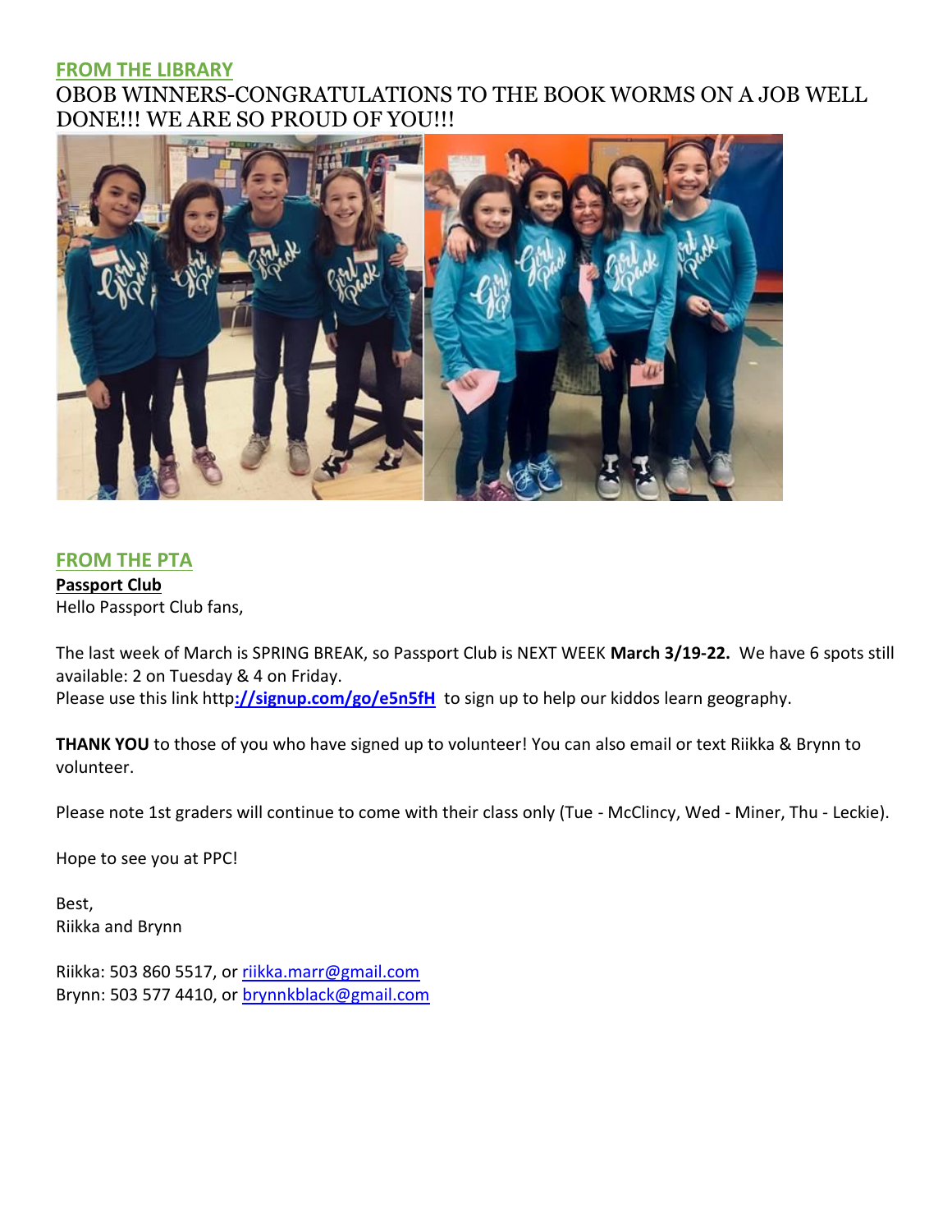## FROM THE LIBRARY

OBOB WINNERS-CONGRATULATIONS TO THE BOOK WORMS ON A JOB WELL DONE!!! WE ARE SO PROUD OF YOU!!!

## FROM THE PTA

**Passport Club**

Hello Passport Club fans,

The last week of March is SPRING BREAK, so Passport Club is NEXT WEEK **March 3/19-22.** We have 6 spots still available: 2 on Tuesday & 4 on Friday.
Please use this link http**://signup.com/go/e5n5fH** to sign up to help our kiddos learn geography.

**THANK YOU** to those of you who have signed up to volunteer! You can also email or text Riikka & Brynn to volunteer.

Please note 1st graders will continue to come with their class only (Tue - McClincy, Wed - Miner, Thu - Leckie).

Hope to see you at PPC!

Best,
Riikka and Brynn

Riikka: 503 860 5517, or riikka.marr@gmail.com
Brynn: 503 577 4410, or brynnkblack@gmail.com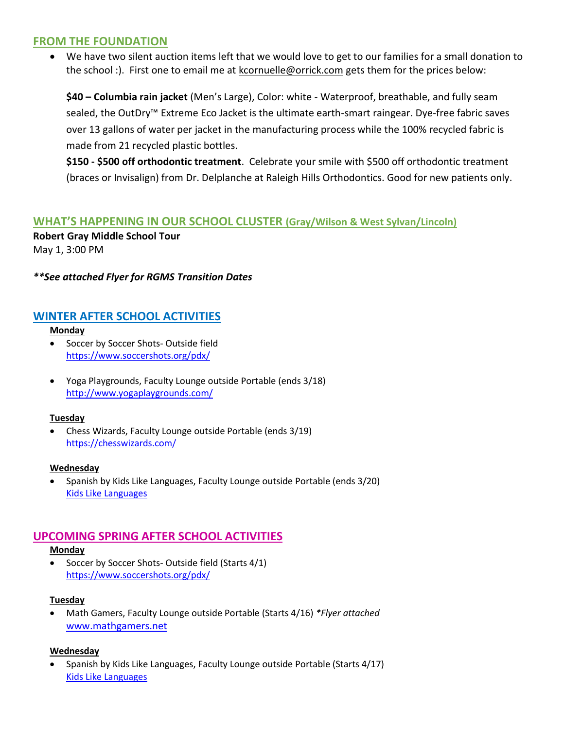## FROM THE FOUNDATION

- We have two silent auction items left that we would love to get to our families for a small donation to the school :). First one to email me at kcornuelle@orrick.com gets them for the prices below:

  **$40 – Columbia rain jacket** (Men's Large), Color: white - Waterproof, breathable, and fully seam sealed, the OutDry™ Extreme Eco Jacket is the ultimate earth-smart raingear. Dye-free fabric saves over 13 gallons of water per jacket in the manufacturing process while the 100% recycled fabric is made from 21 recycled plastic bottles.

  **$150 - $500 off orthodontic treatment**. Celebrate your smile with $500 off orthodontic treatment (braces or Invisalign) from Dr. Delplanche at Raleigh Hills Orthodontics. Good for new patients only.

## WHAT'S HAPPENING IN OUR SCHOOL CLUSTER (Gray/Wilson & West Sylvan/Lincoln)

**Robert Gray Middle School Tour**
May 1, 3:00 PM

***\*\*See attached Flyer for RGMS Transition Dates***

## WINTER AFTER SCHOOL ACTIVITIES

**Monday**

- Soccer by Soccer Shots- Outside field
  https://www.soccershots.org/pdx/
- Yoga Playgrounds, Faculty Lounge outside Portable (ends 3/18)
  http://www.yogaplaygrounds.com/

**Tuesday**

- Chess Wizards, Faculty Lounge outside Portable (ends 3/19)
  https://chesswizards.com/

**Wednesday**

- Spanish by Kids Like Languages, Faculty Lounge outside Portable (ends 3/20)
  Kids Like Languages

## UPCOMING SPRING AFTER SCHOOL ACTIVITIES

**Monday**

- Soccer by Soccer Shots- Outside field (Starts 4/1)
  https://www.soccershots.org/pdx/

**Tuesday**

- Math Gamers, Faculty Lounge outside Portable (Starts 4/16) *\*Flyer attached*
  www.mathgamers.net

**Wednesday**

- Spanish by Kids Like Languages, Faculty Lounge outside Portable (Starts 4/17)
  Kids Like Languages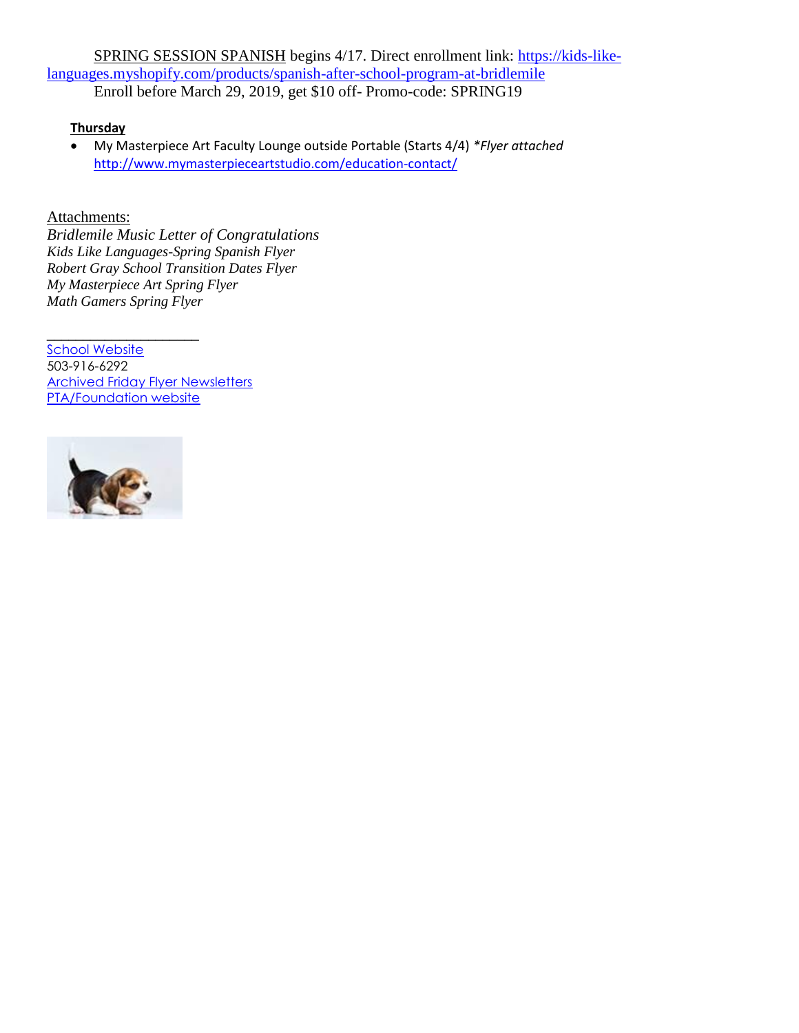SPRING SESSION SPANISH begins 4/17. Direct enrollment link: https://kids-like-languages.myshopify.com/products/spanish-after-school-program-at-bridlemile

Enroll before March 29, 2019, get $10 off- Promo-code: SPRING19

**Thursday**

- My Masterpiece Art Faculty Lounge outside Portable (Starts 4/4) *\*Flyer attached* http://www.mymasterpieceartstudio.com/education-contact/

Attachments:

*Bridlemile Music Letter of Congratulations*
*Kids Like Languages-Spring Spanish Flyer*
*Robert Gray School Transition Dates Flyer*
*My Masterpiece Art Spring Flyer*
*Math Gamers Spring Flyer*

---

School Website
503-916-6292
Archived Friday Flyer Newsletters
PTA/Foundation website